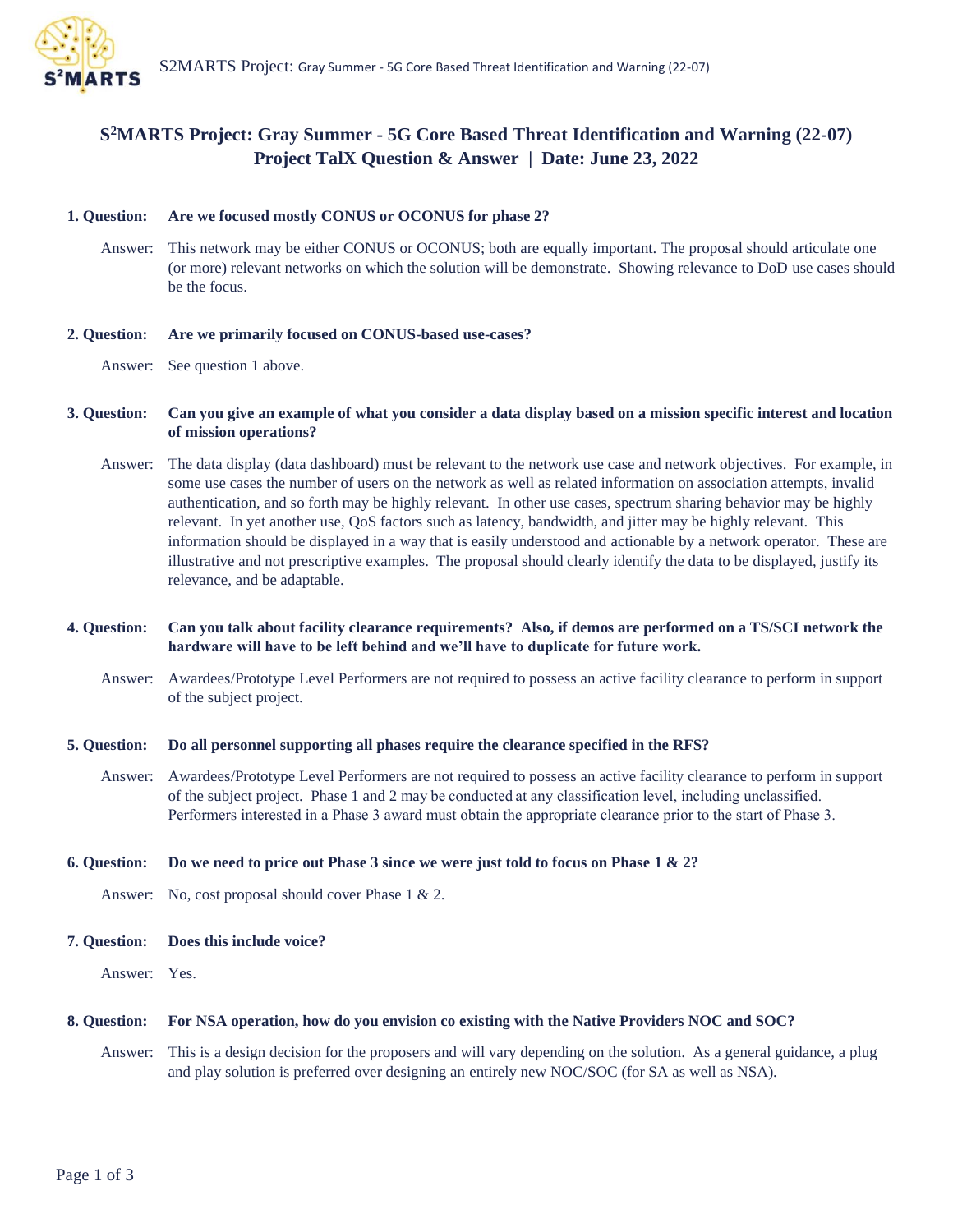# S[2]MARTS Project: Gray Summer - 5G Core Based Threat Identification and Warning (22-07)

## Project TalX Question & Answer | Date: June 23, 2022

**1. Question: Are we focused mostly CONUS or OCONUS for phase 2?**

Answer: This network may be either CONUS or OCONUS; both are equally important. The proposal should articulate one (or more) relevant networks on which the solution will be demonstrate. Showing relevance to DoD use cases should be the focus.

**2. Question: Are we primarily focused on CONUS-based use-cases?**

Answer: See question 1 above.

**3. Question: Can you give an example of what you consider a data display based on a mission specific interest and location of mission operations?**

Answer: The data display (data dashboard) must be relevant to the network use case and network objectives. For example, in some use cases the number of users on the network as well as related information on association attempts, invalid authentication, and so forth may be highly relevant. In other use cases, spectrum sharing behavior may be highly relevant. In yet another use, QoS factors such as latency, bandwidth, and jitter may be highly relevant. This information should be displayed in a way that is easily understood and actionable by a network operator. These are illustrative and not prescriptive examples. The proposal should clearly identify the data to be displayed, justify its relevance, and be adaptable.

**4. Question: Can you talk about facility clearance requirements? Also, if demos are performed on a TS/SCI network the hardware will have to be left behind and we'll have to duplicate for future work.**

Answer: Awardees/Prototype Level Performers are not required to possess an active facility clearance to perform in support of the subject project.

**5. Question: Do all personnel supporting all phases require the clearance specified in the RFS?**

Answer: Awardees/Prototype Level Performers are not required to possess an active facility clearance to perform in support of the subject project. Phase 1 and 2 may be conducted at any classification level, including unclassified. Performers interested in a Phase 3 award must obtain the appropriate clearance prior to the start of Phase 3.

**6. Question: Do we need to price out Phase 3 since we were just told to focus on Phase 1 & 2?**

Answer: No, cost proposal should cover Phase 1 & 2.

**7. Question: Does this include voice?**

Answer: Yes.

**8. Question: For NSA operation, how do you envision co existing with the Native Providers NOC and SOC?**

Answer: This is a design decision for the proposers and will vary depending on the solution. As a general guidance, a plug and play solution is preferred over designing an entirely new NOC/SOC (for SA as well as NSA).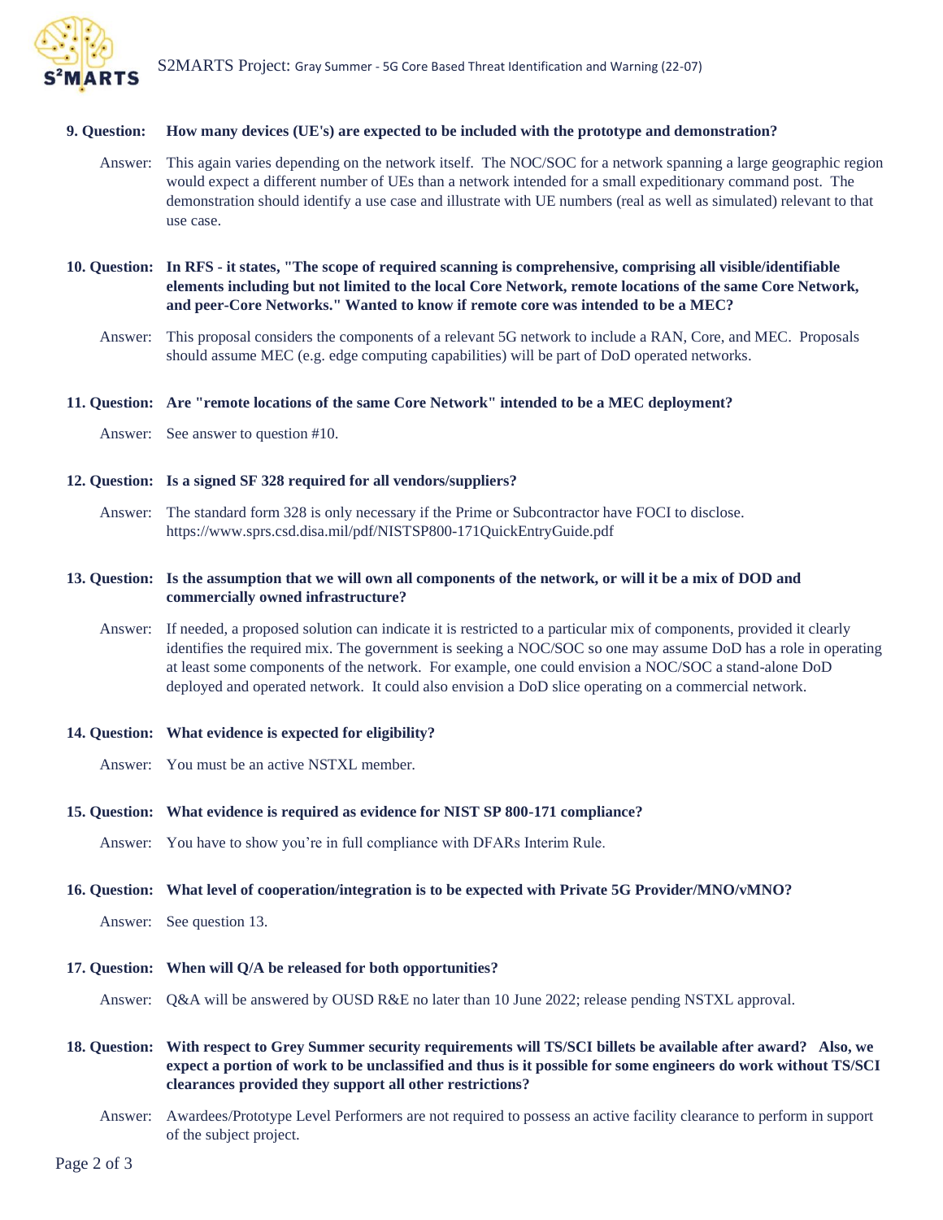**9. Question: How many devices (UE's) are expected to be included with the prototype and demonstration?**

Answer: This again varies depending on the network itself. The NOC/SOC for a network spanning a large geographic region would expect a different number of UEs than a network intended for a small expeditionary command post. The demonstration should identify a use case and illustrate with UE numbers (real as well as simulated) relevant to that use case.

**10. Question: In RFS - it states, "The scope of required scanning is comprehensive, comprising all visible/identifiable elements including but not limited to the local Core Network, remote locations of the same Core Network, and peer-Core Networks." Wanted to know if remote core was intended to be a MEC?**

Answer: This proposal considers the components of a relevant 5G network to include a RAN, Core, and MEC. Proposals should assume MEC (e.g. edge computing capabilities) will be part of DoD operated networks.

**11. Question: Are "remote locations of the same Core Network" intended to be a MEC deployment?**

Answer: See answer to question #10.

**12. Question: Is a signed SF 328 required for all vendors/suppliers?**

Answer: The standard form 328 is only necessary if the Prime or Subcontractor have FOCI to disclose. https://www.sprs.csd.disa.mil/pdf/NISTSP800-171QuickEntryGuide.pdf

**13. Question: Is the assumption that we will own all components of the network, or will it be a mix of DOD and commercially owned infrastructure?**

Answer: If needed, a proposed solution can indicate it is restricted to a particular mix of components, provided it clearly identifies the required mix. The government is seeking a NOC/SOC so one may assume DoD has a role in operating at least some components of the network. For example, one could envision a NOC/SOC a stand-alone DoD deployed and operated network. It could also envision a DoD slice operating on a commercial network.

**14. Question: What evidence is expected for eligibility?**

Answer: You must be an active NSTXL member.

**15. Question: What evidence is required as evidence for NIST SP 800-171 compliance?**

Answer: You have to show you're in full compliance with DFARs Interim Rule.

**16. Question: What level of cooperation/integration is to be expected with Private 5G Provider/MNO/vMNO?**

Answer: See question 13.

**17. Question: When will Q/A be released for both opportunities?**

Answer: Q&A will be answered by OUSD R&E no later than 10 June 2022; release pending NSTXL approval.

**18. Question: With respect to Grey Summer security requirements will TS/SCI billets be available after award? Also, we expect a portion of work to be unclassified and thus is it possible for some engineers do work without TS/SCI clearances provided they support all other restrictions?**

Answer: Awardees/Prototype Level Performers are not required to possess an active facility clearance to perform in support of the subject project.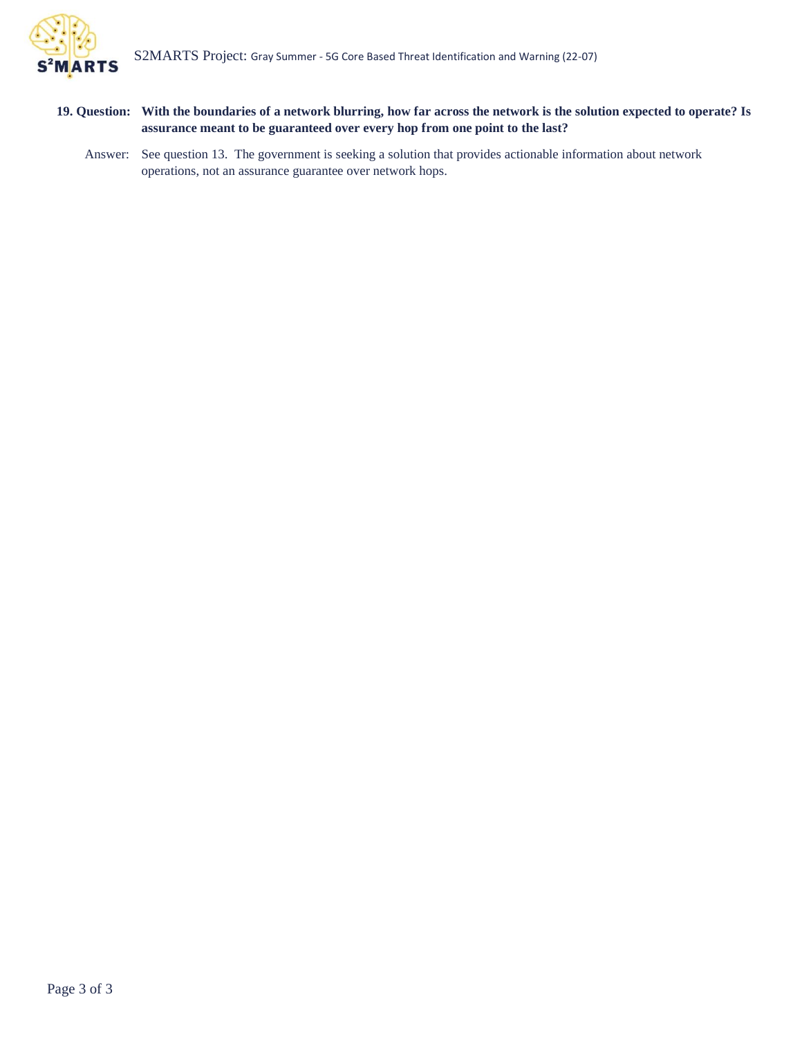**19. Question: With the boundaries of a network blurring, how far across the network is the solution expected to operate? Is assurance meant to be guaranteed over every hop from one point to the last?**

Answer: See question 13. The government is seeking a solution that provides actionable information about network operations, not an assurance guarantee over network hops.